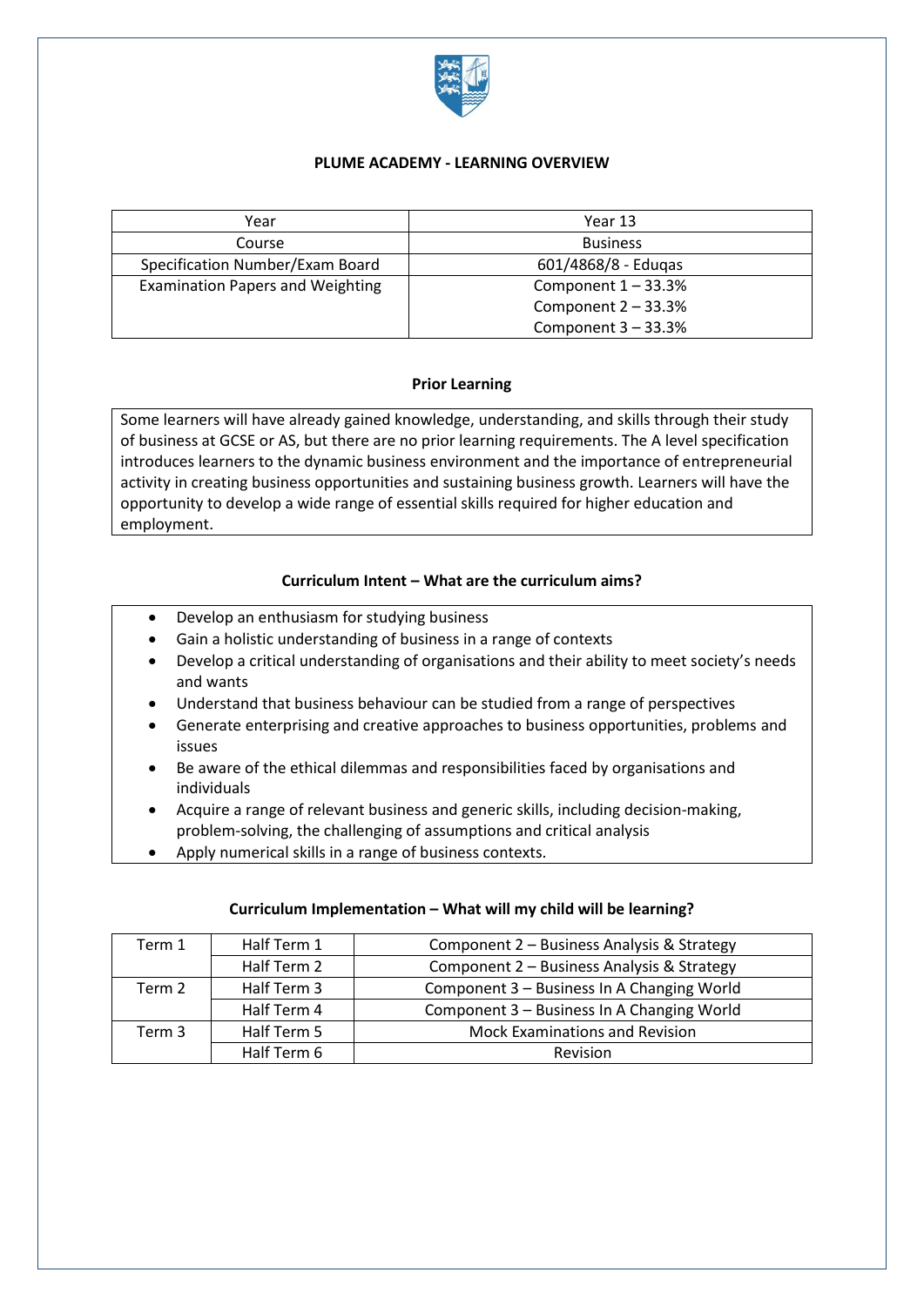# PLUME ACADEMY - LEARNING OVERVIEW

| Year | Year 13 |
|---|---|
| Course | Business |
| Specification Number/Exam Board | 601/4868/8 - Eduqas |
| Examination Papers and Weighting | Component 1 – 33.3%<br>Component 2 – 33.3%<br>Component 3 – 33.3% |

## Prior Learning

Some learners will have already gained knowledge, understanding, and skills through their study of business at GCSE or AS, but there are no prior learning requirements. The A level specification introduces learners to the dynamic business environment and the importance of entrepreneurial activity in creating business opportunities and sustaining business growth. Learners will have the opportunity to develop a wide range of essential skills required for higher education and employment.

## Curriculum Intent – What are the curriculum aims?

- Develop an enthusiasm for studying business
- Gain a holistic understanding of business in a range of contexts
- Develop a critical understanding of organisations and their ability to meet society's needs and wants
- Understand that business behaviour can be studied from a range of perspectives
- Generate enterprising and creative approaches to business opportunities, problems and issues
- Be aware of the ethical dilemmas and responsibilities faced by organisations and individuals
- Acquire a range of relevant business and generic skills, including decision-making, problem-solving, the challenging of assumptions and critical analysis
- Apply numerical skills in a range of business contexts.

## Curriculum Implementation – What will my child will be learning?

| Term | Half Term | Content |
|---|---|---|
| Term 1 | Half Term 1 | Component 2 – Business Analysis & Strategy |
| | Half Term 2 | Component 2 – Business Analysis & Strategy |
| Term 2 | Half Term 3 | Component 3 – Business In A Changing World |
| | Half Term 4 | Component 3 – Business In A Changing World |
| Term 3 | Half Term 5 | Mock Examinations and Revision |
| | Half Term 6 | Revision |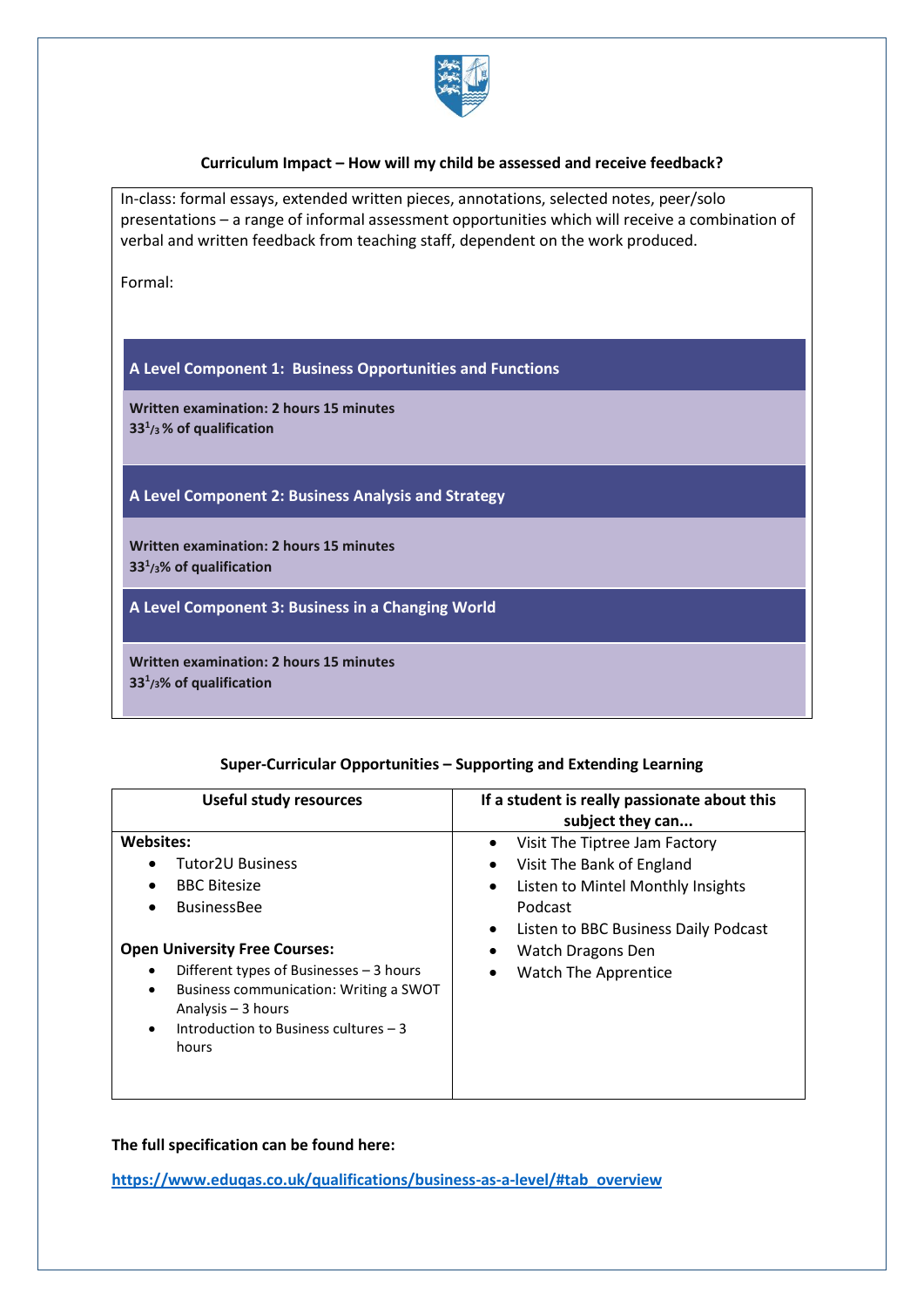### Curriculum Impact – How will my child be assessed and receive feedback?

In-class: formal essays, extended written pieces, annotations, selected notes, peer/solo presentations – a range of informal assessment opportunities which will receive a combination of verbal and written feedback from teaching staff, dependent on the work produced.

Formal:

**A Level Component 1: Business Opportunities and Functions**

**Written examination: 2 hours 15 minutes**
**$33^1/_3$% of qualification**

**A Level Component 2: Business Analysis and Strategy**

**Written examination: 2 hours 15 minutes**
**$33^1/_3$% of qualification**

**A Level Component 3: Business in a Changing World**

**Written examination: 2 hours 15 minutes**
**$33^1/_3$% of qualification**

### Super-Curricular Opportunities – Supporting and Extending Learning

| Useful study resources | If a student is really passionate about this subject they can... |
|---|---|
| **Websites:**<br>• Tutor2U Business<br>• BBC Bitesize<br>• BusinessBee<br><br>**Open University Free Courses:**<br>• Different types of Businesses – 3 hours<br>• Business communication: Writing a SWOT Analysis – 3 hours<br>• Introduction to Business cultures – 3 hours | • Visit The Tiptree Jam Factory<br>• Visit The Bank of England<br>• Listen to Mintel Monthly Insights Podcast<br>• Listen to BBC Business Daily Podcast<br>• Watch Dragons Den<br>• Watch The Apprentice |

**The full specification can be found here:**

**https://www.eduqas.co.uk/qualifications/business-as-a-level/#tab_overview**